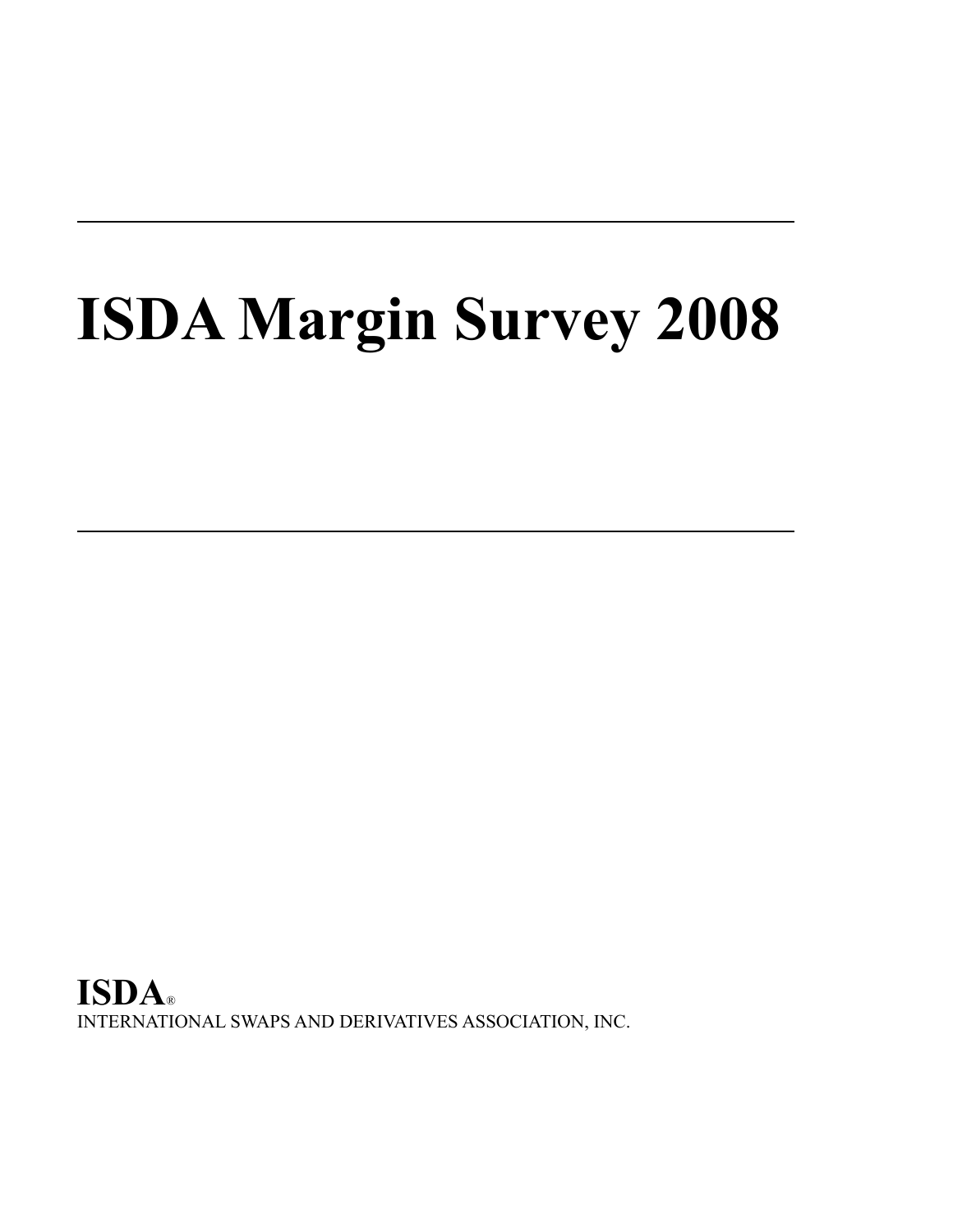# ISDA Margin Survey 2008

**ISDA**®

INTERNATIONAL SWAPS AND DERIVATIVES ASSOCIATION, INC.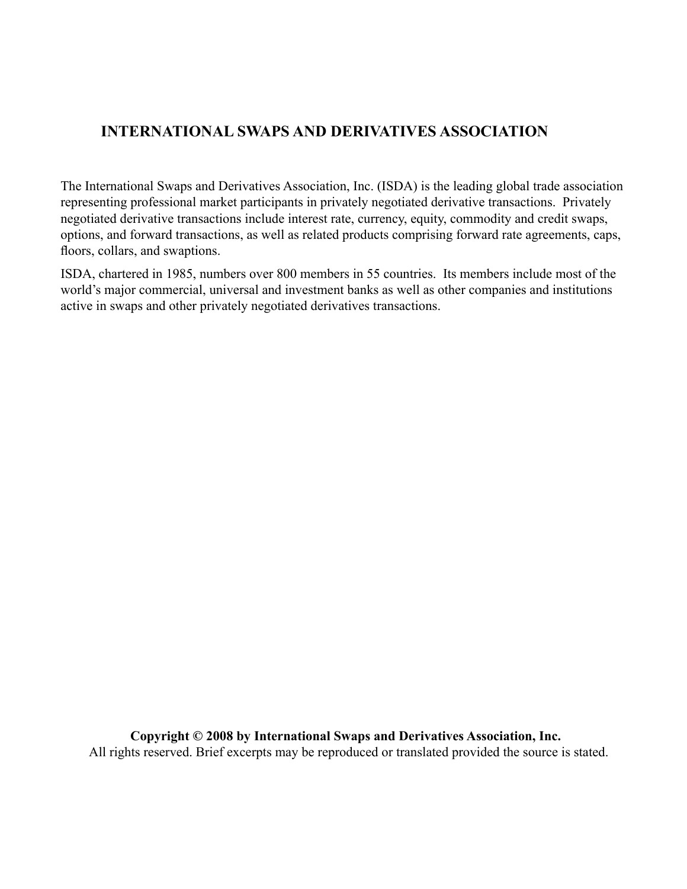## INTERNATIONAL SWAPS AND DERIVATIVES ASSOCIATION

The International Swaps and Derivatives Association, Inc. (ISDA) is the leading global trade association representing professional market participants in privately negotiated derivative transactions. Privately negotiated derivative transactions include interest rate, currency, equity, commodity and credit swaps, options, and forward transactions, as well as related products comprising forward rate agreements, caps, floors, collars, and swaptions.

ISDA, chartered in 1985, numbers over 800 members in 55 countries. Its members include most of the world's major commercial, universal and investment banks as well as other companies and institutions active in swaps and other privately negotiated derivatives transactions.

**Copyright © 2008 by International Swaps and Derivatives Association, Inc.**
All rights reserved. Brief excerpts may be reproduced or translated provided the source is stated.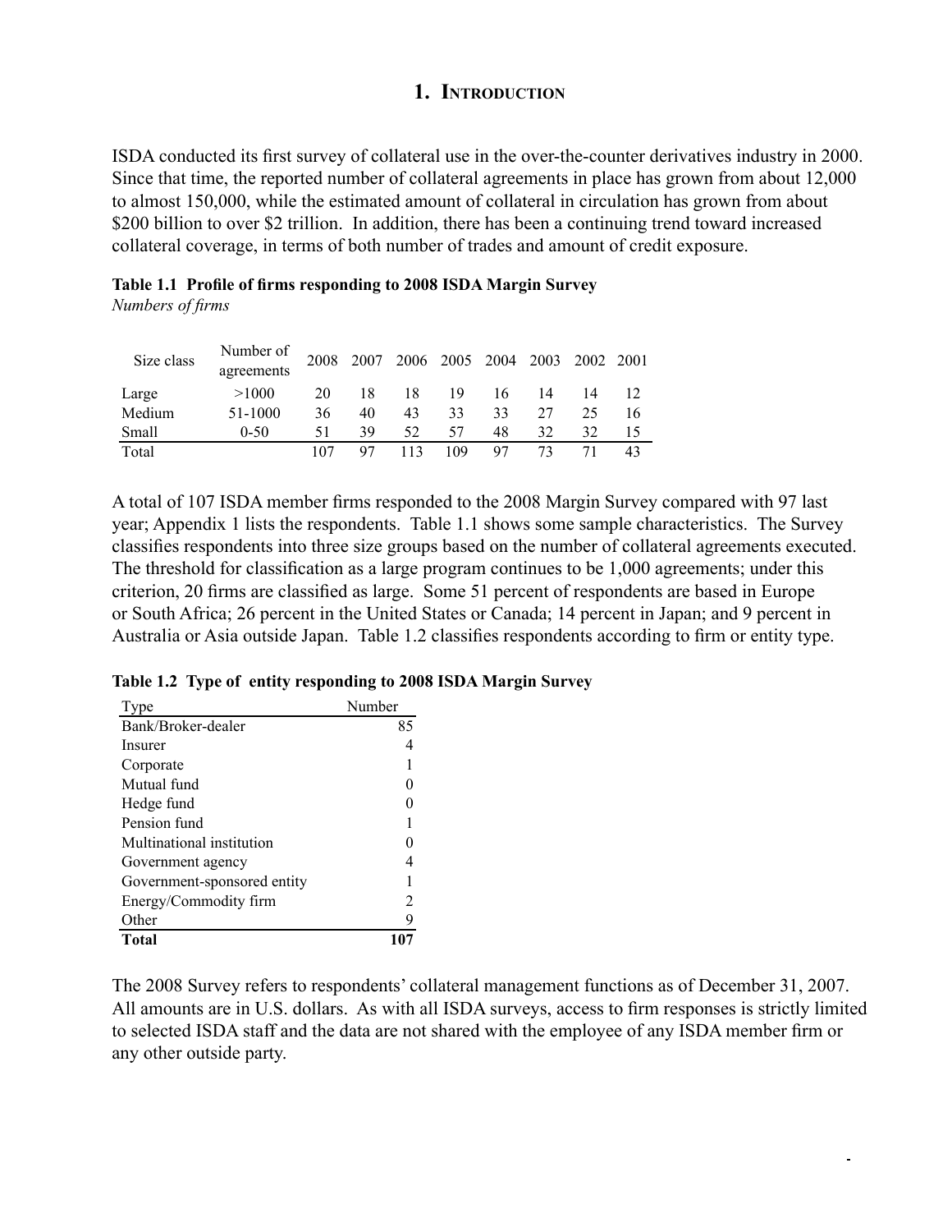# 1. Introduction

ISDA conducted its first survey of collateral use in the over-the-counter derivatives industry in 2000. Since that time, the reported number of collateral agreements in place has grown from about 12,000 to almost 150,000, while the estimated amount of collateral in circulation has grown from about $200 billion to over $2 trillion. In addition, there has been a continuing trend toward increased collateral coverage, in terms of both number of trades and amount of credit exposure.

**Table 1.1 Profile of firms responding to 2008 ISDA Margin Survey**
*Numbers of firms*

| Size class | Number of agreements | 2008 | 2007 | 2006 | 2005 | 2004 | 2003 | 2002 | 2001 |
|---|---|---|---|---|---|---|---|---|---|
| Large | >1000 | 20 | 18 | 18 | 19 | 16 | 14 | 14 | 12 |
| Medium | 51-1000 | 36 | 40 | 43 | 33 | 33 | 27 | 25 | 16 |
| Small | 0-50 | 51 | 39 | 52 | 57 | 48 | 32 | 32 | 15 |
| Total | | 107 | 97 | 113 | 109 | 97 | 73 | 71 | 43 |

A total of 107 ISDA member firms responded to the 2008 Margin Survey compared with 97 last year; Appendix 1 lists the respondents. Table 1.1 shows some sample characteristics. The Survey classifies respondents into three size groups based on the number of collateral agreements executed. The threshold for classification as a large program continues to be 1,000 agreements; under this criterion, 20 firms are classified as large. Some 51 percent of respondents are based in Europe or South Africa; 26 percent in the United States or Canada; 14 percent in Japan; and 9 percent in Australia or Asia outside Japan. Table 1.2 classifies respondents according to firm or entity type.

**Table 1.2 Type of entity responding to 2008 ISDA Margin Survey**

| Type | Number |
|---|---|
| Bank/Broker-dealer | 85 |
| Insurer | 4 |
| Corporate | 1 |
| Mutual fund | 0 |
| Hedge fund | 0 |
| Pension fund | 1 |
| Multinational institution | 0 |
| Government agency | 4 |
| Government-sponsored entity | 1 |
| Energy/Commodity firm | 2 |
| Other | 9 |
| **Total** | **107** |

The 2008 Survey refers to respondents' collateral management functions as of December 31, 2007. All amounts are in U.S. dollars. As with all ISDA surveys, access to firm responses is strictly limited to selected ISDA staff and the data are not shared with the employee of any ISDA member firm or any other outside party.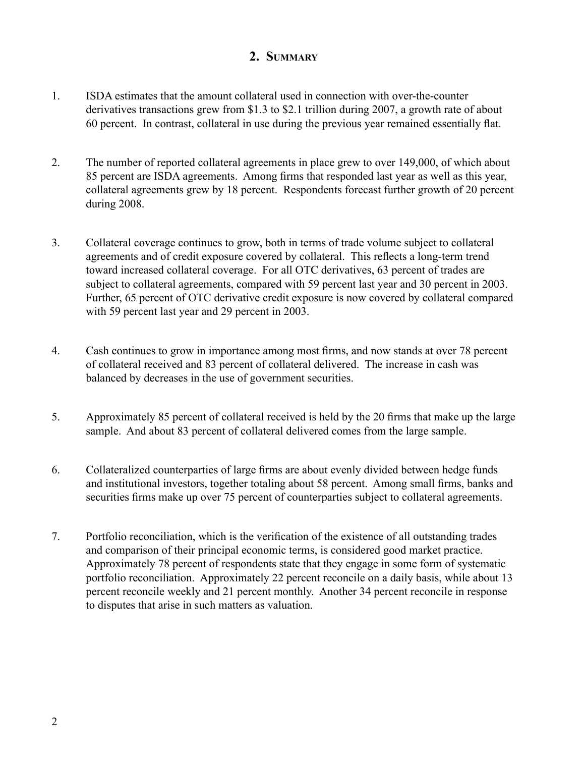## 2. Summary

1. ISDA estimates that the amount collateral used in connection with over-the-counter derivatives transactions grew from $1.3 to $2.1 trillion during 2007, a growth rate of about 60 percent. In contrast, collateral in use during the previous year remained essentially flat.

2. The number of reported collateral agreements in place grew to over 149,000, of which about 85 percent are ISDA agreements. Among firms that responded last year as well as this year, collateral agreements grew by 18 percent. Respondents forecast further growth of 20 percent during 2008.

3. Collateral coverage continues to grow, both in terms of trade volume subject to collateral agreements and of credit exposure covered by collateral. This reflects a long-term trend toward increased collateral coverage. For all OTC derivatives, 63 percent of trades are subject to collateral agreements, compared with 59 percent last year and 30 percent in 2003. Further, 65 percent of OTC derivative credit exposure is now covered by collateral compared with 59 percent last year and 29 percent in 2003.

4. Cash continues to grow in importance among most firms, and now stands at over 78 percent of collateral received and 83 percent of collateral delivered. The increase in cash was balanced by decreases in the use of government securities.

5. Approximately 85 percent of collateral received is held by the 20 firms that make up the large sample. And about 83 percent of collateral delivered comes from the large sample.

6. Collateralized counterparties of large firms are about evenly divided between hedge funds and institutional investors, together totaling about 58 percent. Among small firms, banks and securities firms make up over 75 percent of counterparties subject to collateral agreements.

7. Portfolio reconciliation, which is the verification of the existence of all outstanding trades and comparison of their principal economic terms, is considered good market practice. Approximately 78 percent of respondents state that they engage in some form of systematic portfolio reconciliation. Approximately 22 percent reconcile on a daily basis, while about 13 percent reconcile weekly and 21 percent monthly. Another 34 percent reconcile in response to disputes that arise in such matters as valuation.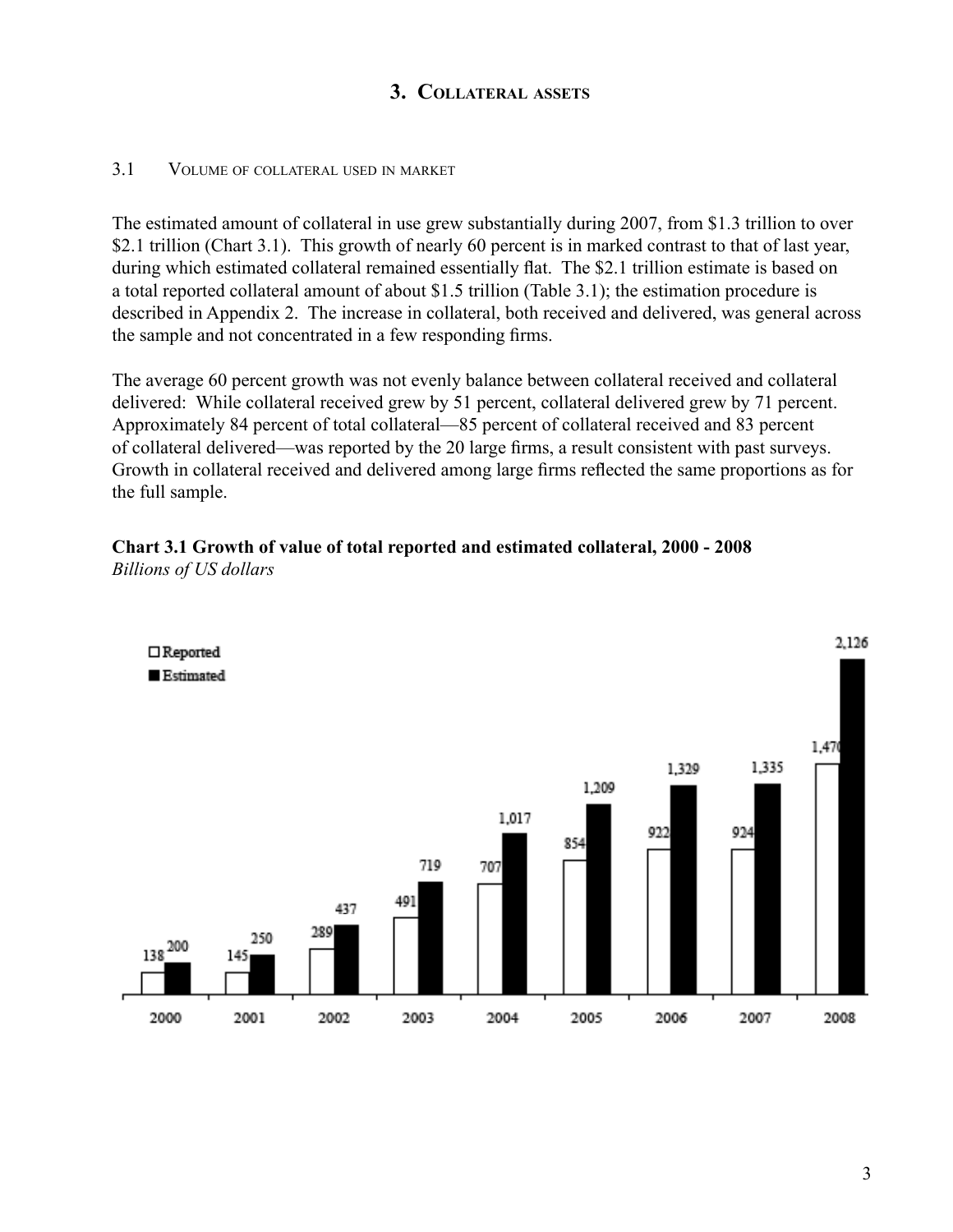# 3. Collateral assets

## 3.1 Volume of collateral used in market

The estimated amount of collateral in use grew substantially during 2007, from $1.3 trillion to over $2.1 trillion (Chart 3.1). This growth of nearly 60 percent is in marked contrast to that of last year, during which estimated collateral remained essentially flat. The $2.1 trillion estimate is based on a total reported collateral amount of about $1.5 trillion (Table 3.1); the estimation procedure is described in Appendix 2. The increase in collateral, both received and delivered, was general across the sample and not concentrated in a few responding firms.

The average 60 percent growth was not evenly balance between collateral received and collateral delivered: While collateral received grew by 51 percent, collateral delivered grew by 71 percent. Approximately 84 percent of total collateral—85 percent of collateral received and 83 percent of collateral delivered—was reported by the 20 large firms, a result consistent with past surveys. Growth in collateral received and delivered among large firms reflected the same proportions as for the full sample.

**Chart 3.1 Growth of value of total reported and estimated collateral, 2000 - 2008**
*Billions of US dollars*

| Year | Reported | Estimated |
|---|---|---|
| 2000 | 138 | 200 |
| 2001 | 145 | 250 |
| 2002 | 289 | 437 |
| 2003 | 491 | 719 |
| 2004 | 707 | 1,017 |
| 2005 | 854 | 1,209 |
| 2006 | 922 | 1,329 |
| 2007 | 924 | 1,335 |
| 2008 | 1,470 | 2,126 |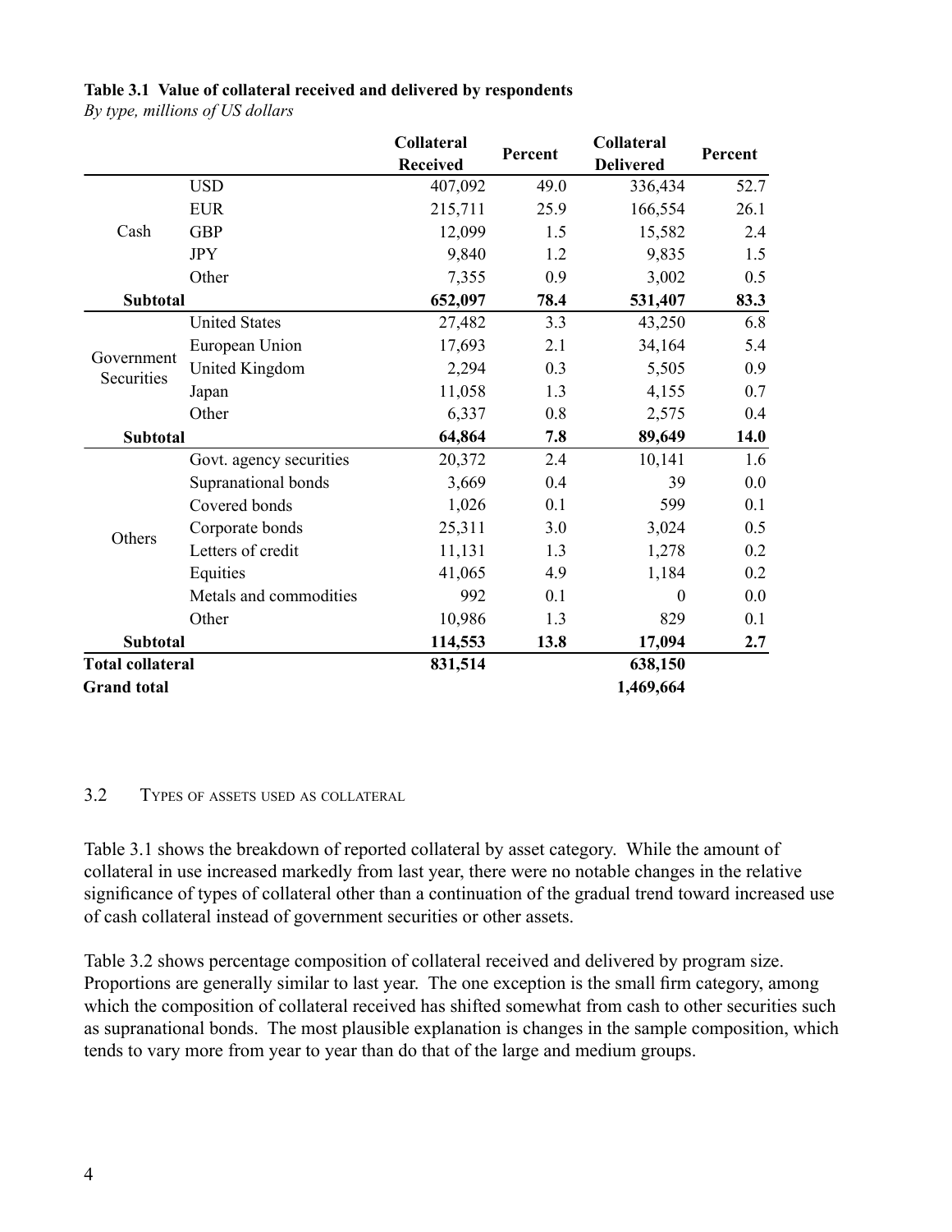**Table 3.1 Value of collateral received and delivered by respondents**
*By type, millions of US dollars*

| | | Collateral Received | Percent | Collateral Delivered | Percent |
|---|---|---|---|---|---|
| Cash | USD | 407,092 | 49.0 | 336,434 | 52.7 |
| | EUR | 215,711 | 25.9 | 166,554 | 26.1 |
| | GBP | 12,099 | 1.5 | 15,582 | 2.4 |
| | JPY | 9,840 | 1.2 | 9,835 | 1.5 |
| | Other | 7,355 | 0.9 | 3,002 | 0.5 |
| **Subtotal** | | **652,097** | **78.4** | **531,407** | **83.3** |
| Government Securities | United States | 27,482 | 3.3 | 43,250 | 6.8 |
| | European Union | 17,693 | 2.1 | 34,164 | 5.4 |
| | United Kingdom | 2,294 | 0.3 | 5,505 | 0.9 |
| | Japan | 11,058 | 1.3 | 4,155 | 0.7 |
| | Other | 6,337 | 0.8 | 2,575 | 0.4 |
| **Subtotal** | | **64,864** | **7.8** | **89,649** | **14.0** |
| Others | Govt. agency securities | 20,372 | 2.4 | 10,141 | 1.6 |
| | Supranational bonds | 3,669 | 0.4 | 39 | 0.0 |
| | Covered bonds | 1,026 | 0.1 | 599 | 0.1 |
| | Corporate bonds | 25,311 | 3.0 | 3,024 | 0.5 |
| | Letters of credit | 11,131 | 1.3 | 1,278 | 0.2 |
| | Equities | 41,065 | 4.9 | 1,184 | 0.2 |
| | Metals and commodities | 992 | 0.1 | 0 | 0.0 |
| | Other | 10,986 | 1.3 | 829 | 0.1 |
| **Subtotal** | | **114,553** | **13.8** | **17,094** | **2.7** |
| **Total collateral** | | **831,514** | | **638,150** | |
| **Grand total** | | | | **1,469,664** | |

## 3.2 Types of assets used as collateral

Table 3.1 shows the breakdown of reported collateral by asset category. While the amount of collateral in use increased markedly from last year, there were no notable changes in the relative significance of types of collateral other than a continuation of the gradual trend toward increased use of cash collateral instead of government securities or other assets.

Table 3.2 shows percentage composition of collateral received and delivered by program size. Proportions are generally similar to last year. The one exception is the small firm category, among which the composition of collateral received has shifted somewhat from cash to other securities such as supranational bonds. The most plausible explanation is changes in the sample composition, which tends to vary more from year to year than do that of the large and medium groups.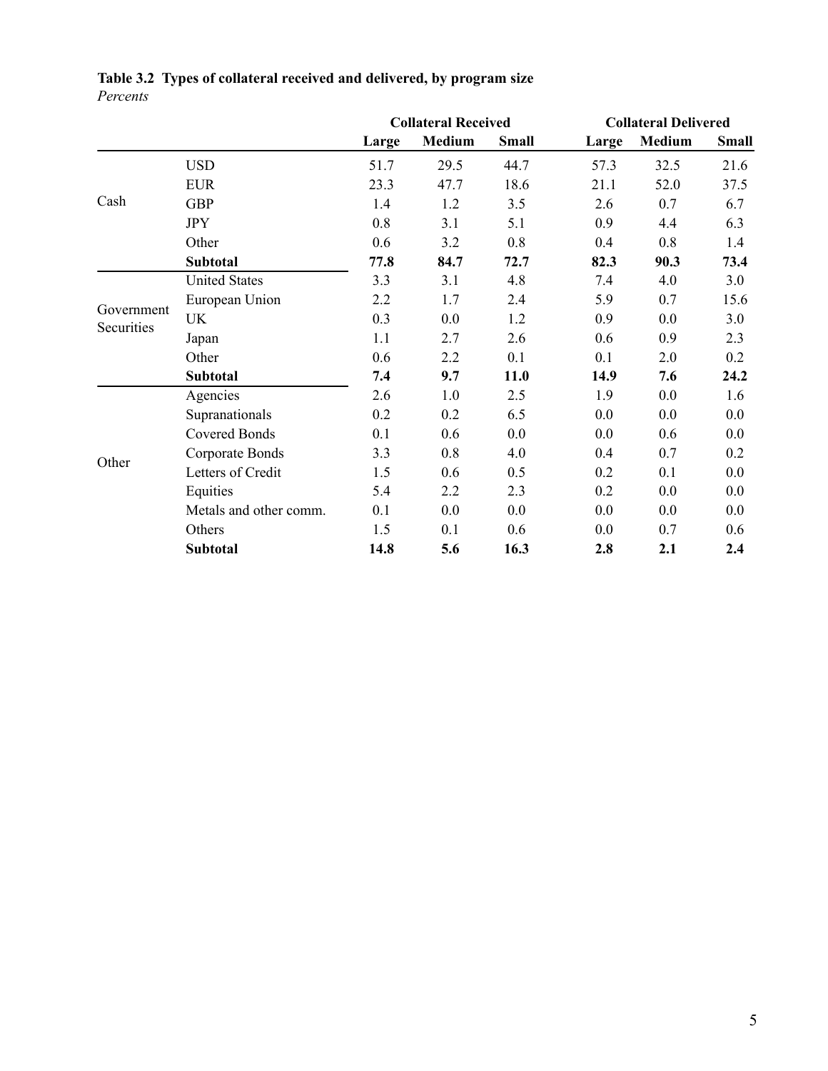**Table 3.2 Types of collateral received and delivered, by program size**
*Percents*

| | | Collateral Received | | | Collateral Delivered | | |
|---|---|---|---|---|---|---|---|
| | | **Large** | **Medium** | **Small** | **Large** | **Medium** | **Small** |
| Cash | USD | 51.7 | 29.5 | 44.7 | 57.3 | 32.5 | 21.6 |
| | EUR | 23.3 | 47.7 | 18.6 | 21.1 | 52.0 | 37.5 |
| | GBP | 1.4 | 1.2 | 3.5 | 2.6 | 0.7 | 6.7 |
| | JPY | 0.8 | 3.1 | 5.1 | 0.9 | 4.4 | 6.3 |
| | Other | 0.6 | 3.2 | 0.8 | 0.4 | 0.8 | 1.4 |
| | **Subtotal** | **77.8** | **84.7** | **72.7** | **82.3** | **90.3** | **73.4** |
| Government Securities | United States | 3.3 | 3.1 | 4.8 | 7.4 | 4.0 | 3.0 |
| | European Union | 2.2 | 1.7 | 2.4 | 5.9 | 0.7 | 15.6 |
| | UK | 0.3 | 0.0 | 1.2 | 0.9 | 0.0 | 3.0 |
| | Japan | 1.1 | 2.7 | 2.6 | 0.6 | 0.9 | 2.3 |
| | Other | 0.6 | 2.2 | 0.1 | 0.1 | 2.0 | 0.2 |
| | **Subtotal** | **7.4** | **9.7** | **11.0** | **14.9** | **7.6** | **24.2** |
| Other | Agencies | 2.6 | 1.0 | 2.5 | 1.9 | 0.0 | 1.6 |
| | Supranationals | 0.2 | 0.2 | 6.5 | 0.0 | 0.0 | 0.0 |
| | Covered Bonds | 0.1 | 0.6 | 0.0 | 0.0 | 0.6 | 0.0 |
| | Corporate Bonds | 3.3 | 0.8 | 4.0 | 0.4 | 0.7 | 0.2 |
| | Letters of Credit | 1.5 | 0.6 | 0.5 | 0.2 | 0.1 | 0.0 |
| | Equities | 5.4 | 2.2 | 2.3 | 0.2 | 0.0 | 0.0 |
| | Metals and other comm. | 0.1 | 0.0 | 0.0 | 0.0 | 0.0 | 0.0 |
| | Others | 1.5 | 0.1 | 0.6 | 0.0 | 0.7 | 0.6 |
| | **Subtotal** | **14.8** | **5.6** | **16.3** | **2.8** | **2.1** | **2.4** |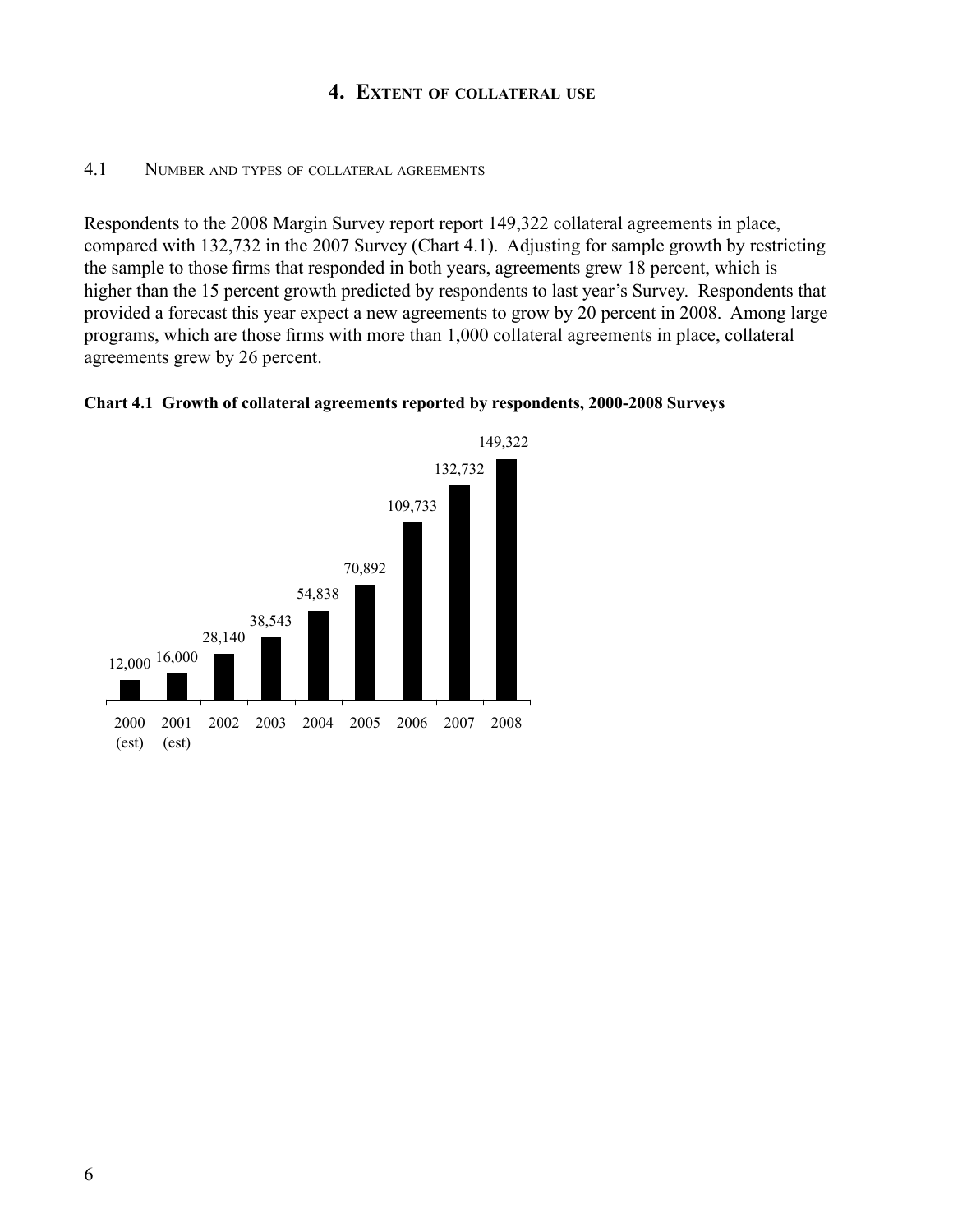# 4. Extent of collateral use

## 4.1 Number and types of collateral agreements

Respondents to the 2008 Margin Survey report report 149,322 collateral agreements in place, compared with 132,732 in the 2007 Survey (Chart 4.1). Adjusting for sample growth by restricting the sample to those firms that responded in both years, agreements grew 18 percent, which is higher than the 15 percent growth predicted by respondents to last year's Survey. Respondents that provided a forecast this year expect a new agreements to grow by 20 percent in 2008. Among large programs, which are those firms with more than 1,000 collateral agreements in place, collateral agreements grew by 26 percent.

**Chart 4.1 Growth of collateral agreements reported by respondents, 2000-2008 Surveys**

| Year | Collateral agreements |
|---|---|
| 2000 (est) | 12,000 |
| 2001 (est) | 16,000 |
| 2002 | 28,140 |
| 2003 | 38,543 |
| 2004 | 54,838 |
| 2005 | 70,892 |
| 2006 | 109,733 |
| 2007 | 132,732 |
| 2008 | 149,322 |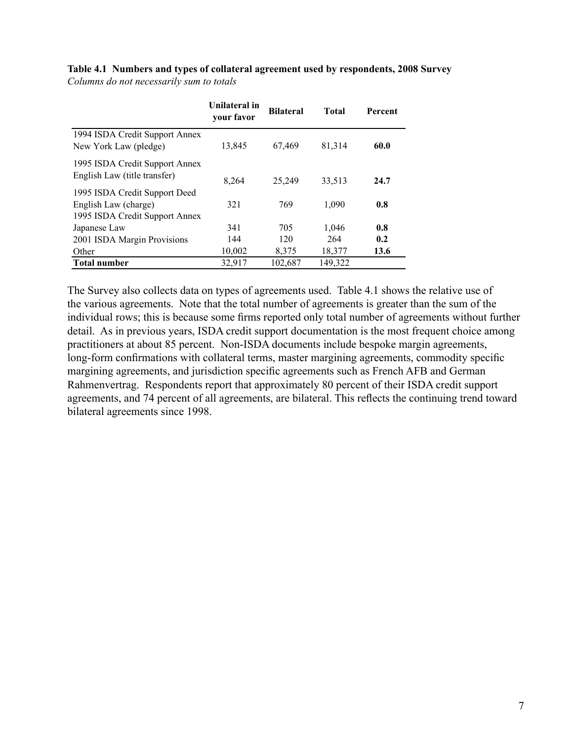**Table 4.1 Numbers and types of collateral agreement used by respondents, 2008 Survey**
*Columns do not necessarily sum to totals*

| | Unilateral in your favor | Bilateral | Total | Percent |
|---|---|---|---|---|
| 1994 ISDA Credit Support Annex New York Law (pledge) | 13,845 | 67,469 | 81,314 | **60.0** |
| 1995 ISDA Credit Support Annex English Law (title transfer) | 8,264 | 25,249 | 33,513 | **24.7** |
| 1995 ISDA Credit Support Deed English Law (charge) | 321 | 769 | 1,090 | **0.8** |
| 1995 ISDA Credit Support Annex Japanese Law | 341 | 705 | 1,046 | **0.8** |
| 2001 ISDA Margin Provisions | 144 | 120 | 264 | **0.2** |
| Other | 10,002 | 8,375 | 18,377 | **13.6** |
| **Total number** | 32,917 | 102,687 | 149,322 | |

The Survey also collects data on types of agreements used. Table 4.1 shows the relative use of the various agreements. Note that the total number of agreements is greater than the sum of the individual rows; this is because some firms reported only total number of agreements without further detail. As in previous years, ISDA credit support documentation is the most frequent choice among practitioners at about 85 percent. Non-ISDA documents include bespoke margin agreements, long-form confirmations with collateral terms, master margining agreements, commodity specific margining agreements, and jurisdiction specific agreements such as French AFB and German Rahmenvertrag. Respondents report that approximately 80 percent of their ISDA credit support agreements, and 74 percent of all agreements, are bilateral. This reflects the continuing trend toward bilateral agreements since 1998.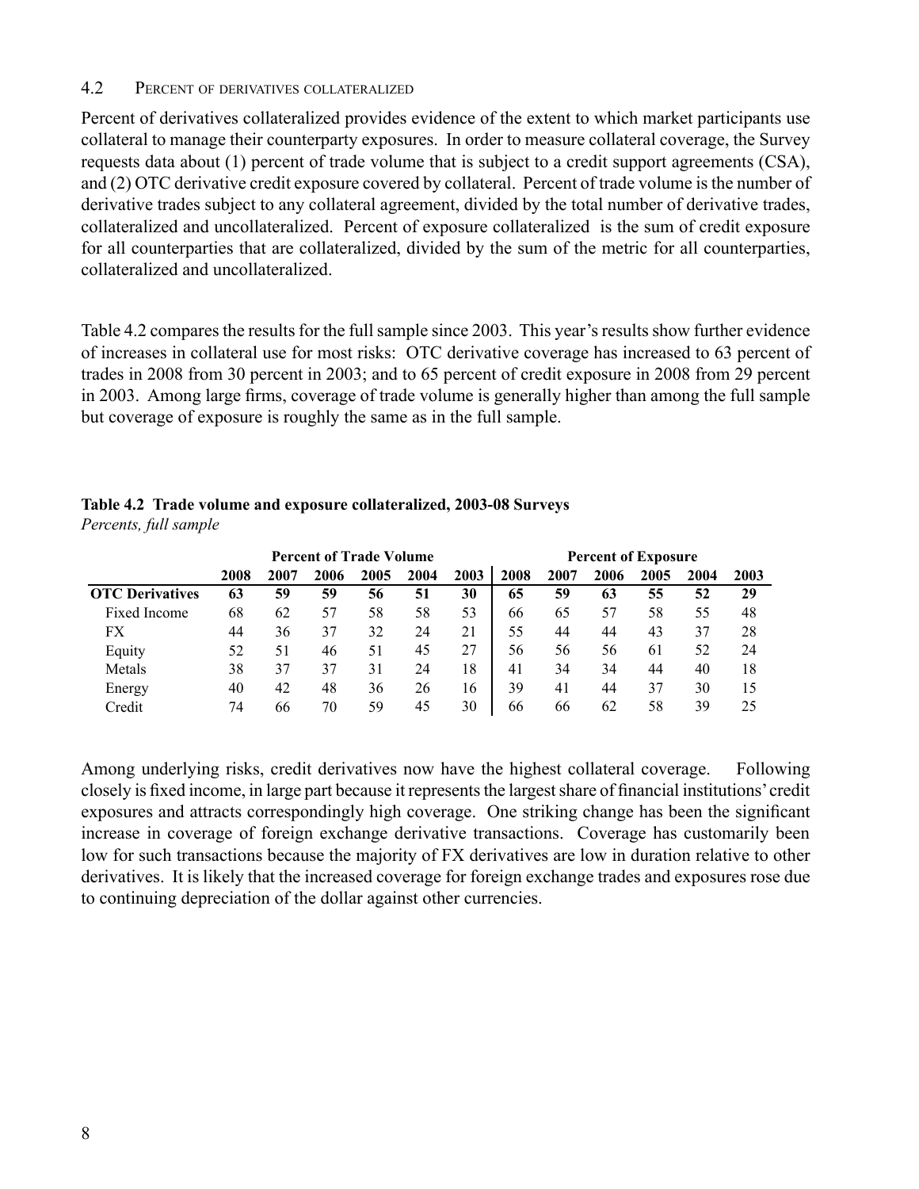### 4.2 Percent of derivatives collateralized

Percent of derivatives collateralized provides evidence of the extent to which market participants use collateral to manage their counterparty exposures. In order to measure collateral coverage, the Survey requests data about (1) percent of trade volume that is subject to a credit support agreements (CSA), and (2) OTC derivative credit exposure covered by collateral. Percent of trade volume is the number of derivative trades subject to any collateral agreement, divided by the total number of derivative trades, collateralized and uncollateralized. Percent of exposure collateralized is the sum of credit exposure for all counterparties that are collateralized, divided by the sum of the metric for all counterparties, collateralized and uncollateralized.

Table 4.2 compares the results for the full sample since 2003. This year's results show further evidence of increases in collateral use for most risks: OTC derivative coverage has increased to 63 percent of trades in 2008 from 30 percent in 2003; and to 65 percent of credit exposure in 2008 from 29 percent in 2003. Among large firms, coverage of trade volume is generally higher than among the full sample but coverage of exposure is roughly the same as in the full sample.

**Table 4.2 Trade volume and exposure collateralized, 2003-08 Surveys**
*Percents, full sample*

| | Percent of Trade Volume | | | | | | Percent of Exposure | | | | | |
|---|---|---|---|---|---|---|---|---|---|---|---|---|
| | **2008** | **2007** | **2006** | **2005** | **2004** | **2003** | **2008** | **2007** | **2006** | **2005** | **2004** | **2003** |
| **OTC Derivatives** | **63** | **59** | **59** | **56** | **51** | **30** | **65** | **59** | **63** | **55** | **52** | **29** |
| Fixed Income | 68 | 62 | 57 | 58 | 58 | 53 | 66 | 65 | 57 | 58 | 55 | 48 |
| FX | 44 | 36 | 37 | 32 | 24 | 21 | 55 | 44 | 44 | 43 | 37 | 28 |
| Equity | 52 | 51 | 46 | 51 | 45 | 27 | 56 | 56 | 56 | 61 | 52 | 24 |
| Metals | 38 | 37 | 37 | 31 | 24 | 18 | 41 | 34 | 34 | 44 | 40 | 18 |
| Energy | 40 | 42 | 48 | 36 | 26 | 16 | 39 | 41 | 44 | 37 | 30 | 15 |
| Credit | 74 | 66 | 70 | 59 | 45 | 30 | 66 | 66 | 62 | 58 | 39 | 25 |

Among underlying risks, credit derivatives now have the highest collateral coverage. Following closely is fixed income, in large part because it represents the largest share of financial institutions' credit exposures and attracts correspondingly high coverage. One striking change has been the significant increase in coverage of foreign exchange derivative transactions. Coverage has customarily been low for such transactions because the majority of FX derivatives are low in duration relative to other derivatives. It is likely that the increased coverage for foreign exchange trades and exposures rose due to continuing depreciation of the dollar against other currencies.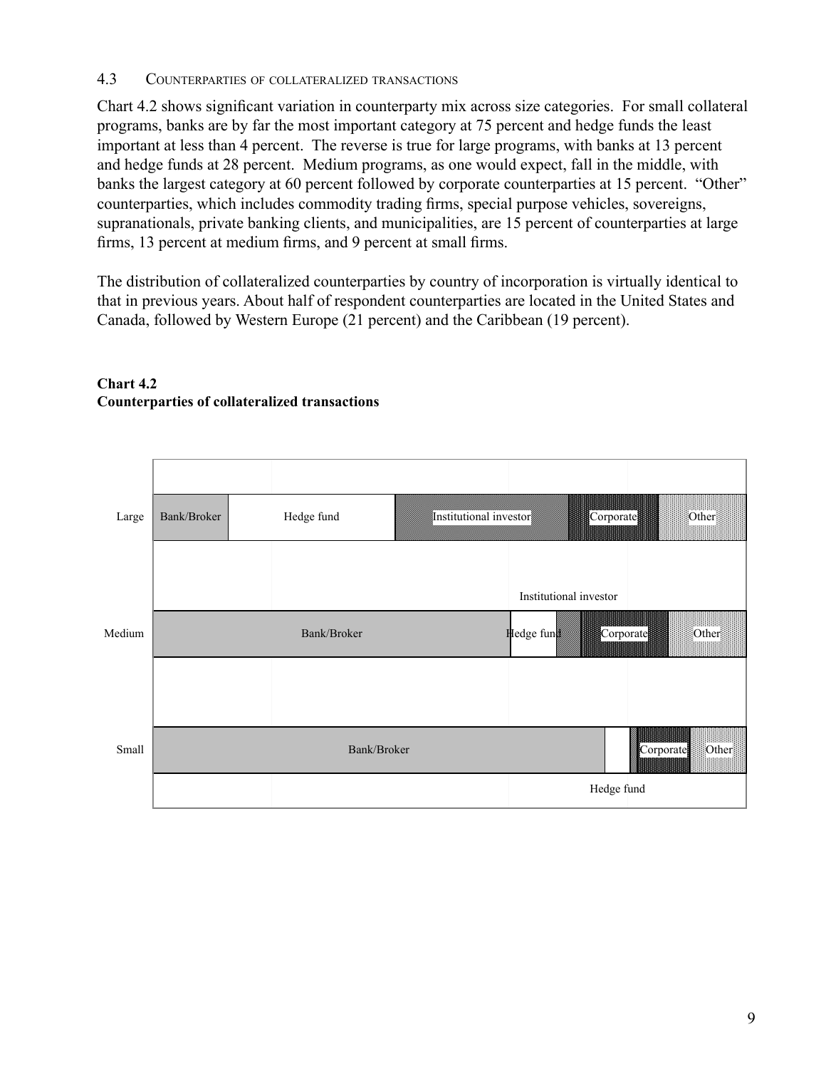### 4.3 Counterparties of collateralized transactions

Chart 4.2 shows significant variation in counterparty mix across size categories. For small collateral programs, banks are by far the most important category at 75 percent and hedge funds the least important at less than 4 percent. The reverse is true for large programs, with banks at 13 percent and hedge funds at 28 percent. Medium programs, as one would expect, fall in the middle, with banks the largest category at 60 percent followed by corporate counterparties at 15 percent. "Other" counterparties, which includes commodity trading firms, special purpose vehicles, sovereigns, supranationals, private banking clients, and municipalities, are 15 percent of counterparties at large firms, 13 percent at medium firms, and 9 percent at small firms.

The distribution of collateralized counterparties by country of incorporation is virtually identical to that in previous years. About half of respondent counterparties are located in the United States and Canada, followed by Western Europe (21 percent) and the Caribbean (19 percent).

**Chart 4.2**
**Counterparties of collateralized transactions**

Large: Bank/Broker | Hedge fund | Institutional investor | Corporate | Other

Medium: Bank/Broker | Hedge fund | Institutional investor | Corporate | Other

Small: Bank/Broker | Hedge fund | Corporate | Other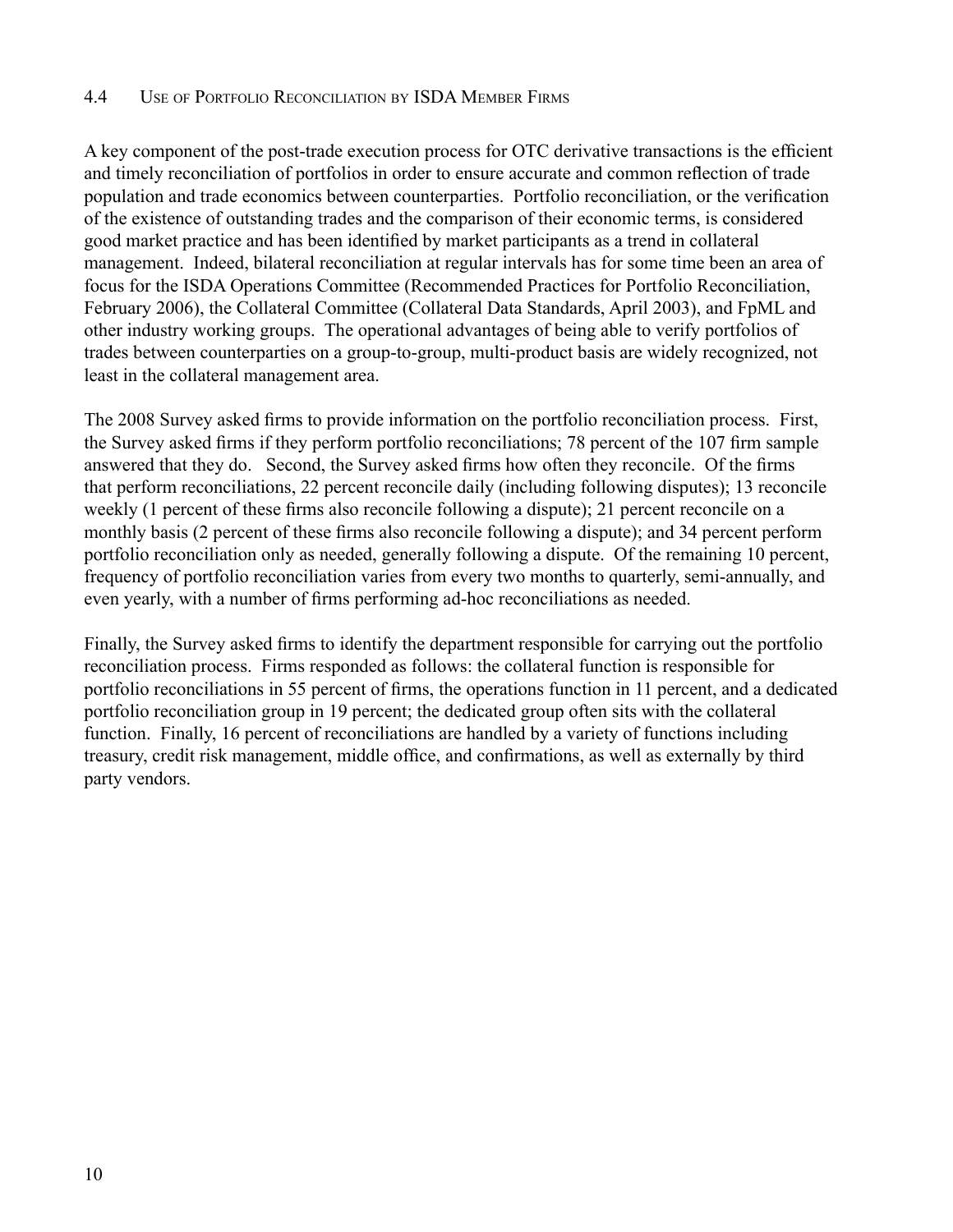### 4.4 Use of Portfolio Reconciliation by ISDA Member Firms

A key component of the post-trade execution process for OTC derivative transactions is the efficient and timely reconciliation of portfolios in order to ensure accurate and common reflection of trade population and trade economics between counterparties. Portfolio reconciliation, or the verification of the existence of outstanding trades and the comparison of their economic terms, is considered good market practice and has been identified by market participants as a trend in collateral management. Indeed, bilateral reconciliation at regular intervals has for some time been an area of focus for the ISDA Operations Committee (Recommended Practices for Portfolio Reconciliation, February 2006), the Collateral Committee (Collateral Data Standards, April 2003), and FpML and other industry working groups. The operational advantages of being able to verify portfolios of trades between counterparties on a group-to-group, multi-product basis are widely recognized, not least in the collateral management area.

The 2008 Survey asked firms to provide information on the portfolio reconciliation process. First, the Survey asked firms if they perform portfolio reconciliations; 78 percent of the 107 firm sample answered that they do. Second, the Survey asked firms how often they reconcile. Of the firms that perform reconciliations, 22 percent reconcile daily (including following disputes); 13 reconcile weekly (1 percent of these firms also reconcile following a dispute); 21 percent reconcile on a monthly basis (2 percent of these firms also reconcile following a dispute); and 34 percent perform portfolio reconciliation only as needed, generally following a dispute. Of the remaining 10 percent, frequency of portfolio reconciliation varies from every two months to quarterly, semi-annually, and even yearly, with a number of firms performing ad-hoc reconciliations as needed.

Finally, the Survey asked firms to identify the department responsible for carrying out the portfolio reconciliation process. Firms responded as follows: the collateral function is responsible for portfolio reconciliations in 55 percent of firms, the operations function in 11 percent, and a dedicated portfolio reconciliation group in 19 percent; the dedicated group often sits with the collateral function. Finally, 16 percent of reconciliations are handled by a variety of functions including treasury, credit risk management, middle office, and confirmations, as well as externally by third party vendors.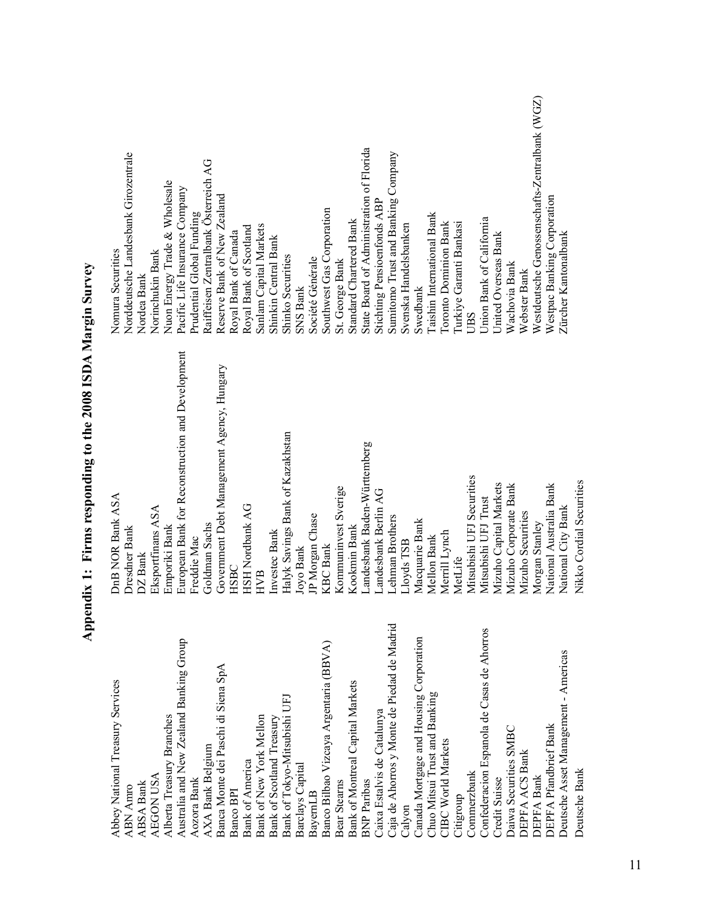# Appendix 1: Firms responding to the 2008 ISDA Margin Survey

Abbey National Treasury Services
ABN Amro
ABSA Bank
AEGON USA
Alberta Treasury Branches
Australia and New Zealand Banking Group
Aozora Bank
AXA Bank Belgium
Banca Monte dei Paschi di Siena SpA
Banco BPI
Bank of America
Bank of New York Mellon
Bank of Scotland Treasury
Bank of Tokyo-Mitsubishi UFJ
Barclays Capital
BayernLB
Banco Bilbao Vizcaya Argentaria (BBVA)
Bear Stearns
Bank of Montreal Capital Markets
BNP Paribas
Caixa Estalvis de Catalunya
Caja de Ahorros y Monte de Piedad de Madrid
Calyon
Canada Mortgage and Housing Corporation
Chuo Mitsui Trust and Banking
CIBC World Markets
Citigroup
Commerzbank
Confederacion Espanola de Casas de Ahorros
Credit Suisse
Daiwa Securities SMBC
DEPFA ACS Bank
DEPFA Bank
DEPFA Pfandbrief Bank
Deutsche Asset Management - Americas
Deutsche Bank
DnB NOR Bank ASA
Dresdner Bank
DZ Bank
Eksportfinans ASA
Emporiki Bank
European Bank for Reconstruction and Development
Freddie Mac
Goldman Sachs
Government Debt Management Agency, Hungary
HSBC
HSH Nordbank AG
HVB
Investec Bank
Halyk Savings Bank of Kazakhstan
Joyo Bank
JP Morgan Chase
KBC Bank
Kommuninvest Sverige
Kookmin Bank
Landesbank Baden-Württemberg
Landesbank Berlin AG
Lehman Brothers
Lloyds TSB
Macquarie Bank
Mellon Bank
Merrill Lynch
MetLife
Mitsubishi UFJ Securities
Mitsubishi UFJ Trust
Mizuho Capital Markets
Mizuho Corporate Bank
Mizuho Securities
Morgan Stanley
National Australia Bank
National City Bank
Nikko Cordial Securities
Nomura Securities
Norddeutsche Landesbank Girozentrale
Nordea Bank
Norinchukin Bank
Nuon Energy Trade & Wholesale
Pacific Life Insurance Company
Prudential Global Funding
Raiffeisen Zentralbank Österreich AG
Reserve Bank of New Zealand
Royal Bank of Canada
Royal Bank of Scotland
Sanlam Capital Markets
Shinkin Central Bank
Shinko Securities
SNS Bank
Société Générale
Southwest Gas Corporation
St. George Bank
Standard Chartered Bank
State Board of Administration of Florida
Stichting Pensioenfonds ABP
Sumitomo Trust and Banking Company
Svenska Handelsbanken
Swedbank
Taishin International Bank
Toronto Dominion Bank
Turkiye Garanti Bankasi
UBS
Union Bank of California
United Overseas Bank
Wachovia Bank
Webster Bank
Westdeutsche Genossenschafts-Zentralbank (WGZ)
Westpac Banking Corporation
Zürcher Kantonalbank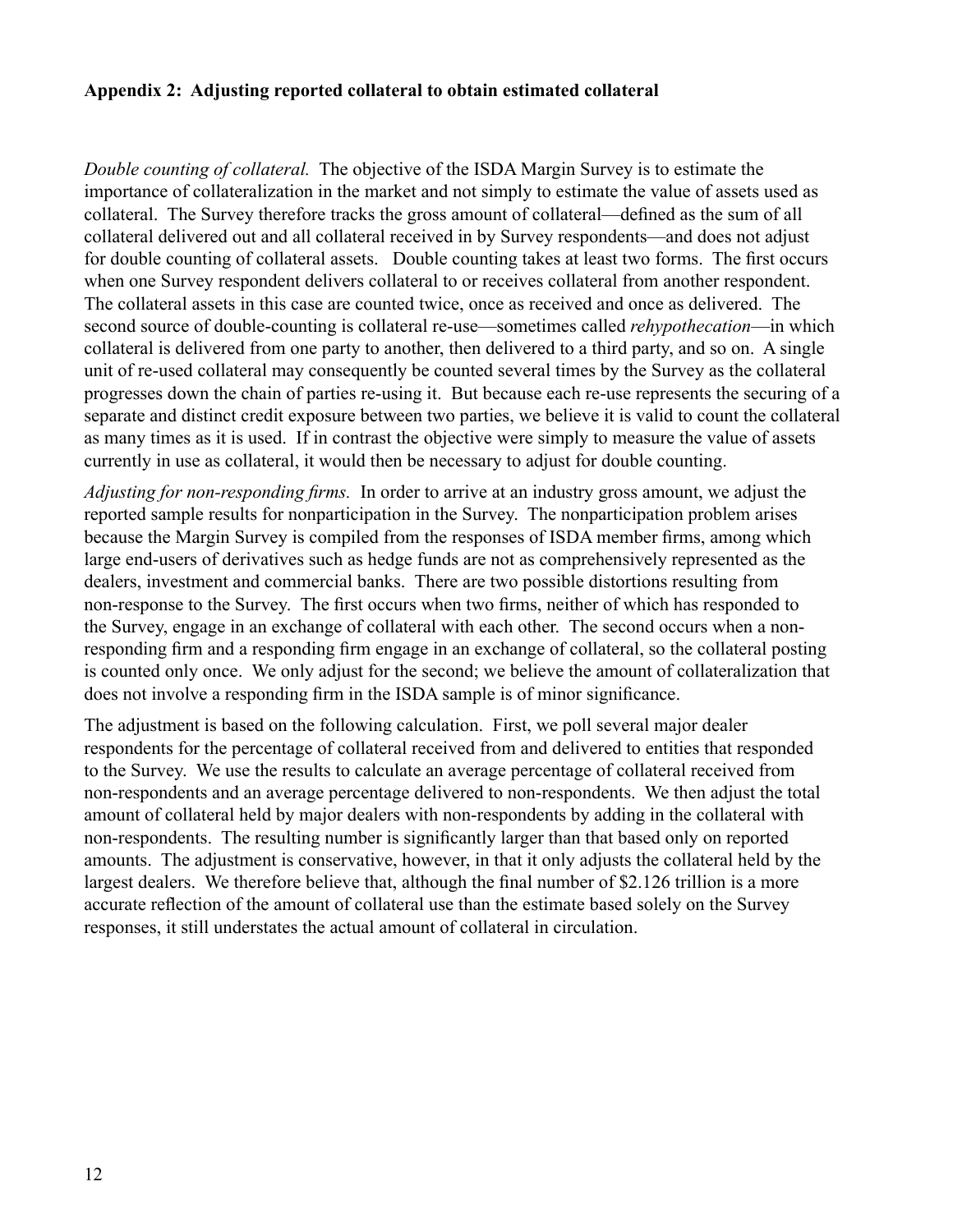**Appendix 2: Adjusting reported collateral to obtain estimated collateral**

*Double counting of collateral.* The objective of the ISDA Margin Survey is to estimate the importance of collateralization in the market and not simply to estimate the value of assets used as collateral. The Survey therefore tracks the gross amount of collateral—defined as the sum of all collateral delivered out and all collateral received in by Survey respondents—and does not adjust for double counting of collateral assets. Double counting takes at least two forms. The first occurs when one Survey respondent delivers collateral to or receives collateral from another respondent. The collateral assets in this case are counted twice, once as received and once as delivered. The second source of double-counting is collateral re-use—sometimes called *rehypothecation*—in which collateral is delivered from one party to another, then delivered to a third party, and so on. A single unit of re-used collateral may consequently be counted several times by the Survey as the collateral progresses down the chain of parties re-using it. But because each re-use represents the securing of a separate and distinct credit exposure between two parties, we believe it is valid to count the collateral as many times as it is used. If in contrast the objective were simply to measure the value of assets currently in use as collateral, it would then be necessary to adjust for double counting.

*Adjusting for non-responding firms.* In order to arrive at an industry gross amount, we adjust the reported sample results for nonparticipation in the Survey. The nonparticipation problem arises because the Margin Survey is compiled from the responses of ISDA member firms, among which large end-users of derivatives such as hedge funds are not as comprehensively represented as the dealers, investment and commercial banks. There are two possible distortions resulting from non-response to the Survey. The first occurs when two firms, neither of which has responded to the Survey, engage in an exchange of collateral with each other. The second occurs when a non-responding firm and a responding firm engage in an exchange of collateral, so the collateral posting is counted only once. We only adjust for the second; we believe the amount of collateralization that does not involve a responding firm in the ISDA sample is of minor significance.

The adjustment is based on the following calculation. First, we poll several major dealer respondents for the percentage of collateral received from and delivered to entities that responded to the Survey. We use the results to calculate an average percentage of collateral received from non-respondents and an average percentage delivered to non-respondents. We then adjust the total amount of collateral held by major dealers with non-respondents by adding in the collateral with non-respondents. The resulting number is significantly larger than that based only on reported amounts. The adjustment is conservative, however, in that it only adjusts the collateral held by the largest dealers. We therefore believe that, although the final number of $2.126 trillion is a more accurate reflection of the amount of collateral use than the estimate based solely on the Survey responses, it still understates the actual amount of collateral in circulation.